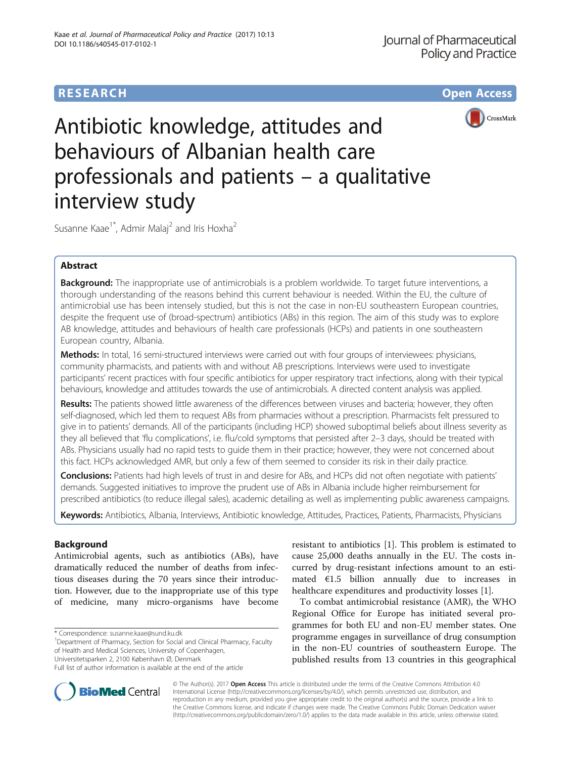RESEARCH Open Access

# Antibiotic knowledge, attitudes and behaviours of Albanian health care professionals and patients – a qualitative interview study

Susanne Kaae[1*], Admir Malaj[2] and Iris Hoxha[2]

## Abstract

**Background:** The inappropriate use of antimicrobials is a problem worldwide. To target future interventions, a thorough understanding of the reasons behind this current behaviour is needed. Within the EU, the culture of antimicrobial use has been intensely studied, but this is not the case in non-EU southeastern European countries, despite the frequent use of (broad-spectrum) antibiotics (ABs) in this region. The aim of this study was to explore AB knowledge, attitudes and behaviours of health care professionals (HCPs) and patients in one southeastern European country, Albania.

**Methods:** In total, 16 semi-structured interviews were carried out with four groups of interviewees: physicians, community pharmacists, and patients with and without AB prescriptions. Interviews were used to investigate participants' recent practices with four specific antibiotics for upper respiratory tract infections, along with their typical behaviours, knowledge and attitudes towards the use of antimicrobials. A directed content analysis was applied.

**Results:** The patients showed little awareness of the differences between viruses and bacteria; however, they often self-diagnosed, which led them to request ABs from pharmacies without a prescription. Pharmacists felt pressured to give in to patients' demands. All of the participants (including HCP) showed suboptimal beliefs about illness severity as they all believed that 'flu complications', i.e. flu/cold symptoms that persisted after 2–3 days, should be treated with ABs. Physicians usually had no rapid tests to guide them in their practice; however, they were not concerned about this fact. HCPs acknowledged AMR, but only a few of them seemed to consider its risk in their daily practice.

**Conclusions:** Patients had high levels of trust in and desire for ABs, and HCPs did not often negotiate with patients' demands. Suggested initiatives to improve the prudent use of ABs in Albania include higher reimbursement for prescribed antibiotics (to reduce illegal sales), academic detailing as well as implementing public awareness campaigns.

**Keywords:** Antibiotics, Albania, Interviews, Antibiotic knowledge, Attitudes, Practices, Patients, Pharmacists, Physicians

## Background

Antimicrobial agents, such as antibiotics (ABs), have dramatically reduced the number of deaths from infectious diseases during the 70 years since their introduction. However, due to the inappropriate use of this type of medicine, many micro-organisms have become resistant to antibiotics [1]. This problem is estimated to cause 25,000 deaths annually in the EU. The costs incurred by drug-resistant infections amount to an estimated €1.5 billion annually due to increases in healthcare expenditures and productivity losses [1].

To combat antimicrobial resistance (AMR), the WHO Regional Office for Europe has initiated several programmes for both EU and non-EU member states. One programme engages in surveillance of drug consumption in the non-EU countries of southeastern Europe. The published results from 13 countries in this geographical

\* Correspondence: susanne.kaae@sund.ku.dk

[1] Department of Pharmacy, Section for Social and Clinical Pharmacy, Faculty of Health and Medical Sciences, University of Copenhagen, Universitetsparken 2, 2100 København Ø, Denmark

Full list of author information is available at the end of the article

© The Author(s). 2017 **Open Access** This article is distributed under the terms of the Creative Commons Attribution 4.0 International License (http://creativecommons.org/licenses/by/4.0/), which permits unrestricted use, distribution, and reproduction in any medium, provided you give appropriate credit to the original author(s) and the source, provide a link to the Creative Commons license, and indicate if changes were made. The Creative Commons Public Domain Dedication waiver (http://creativecommons.org/publicdomain/zero/1.0/) applies to the data made available in this article, unless otherwise stated.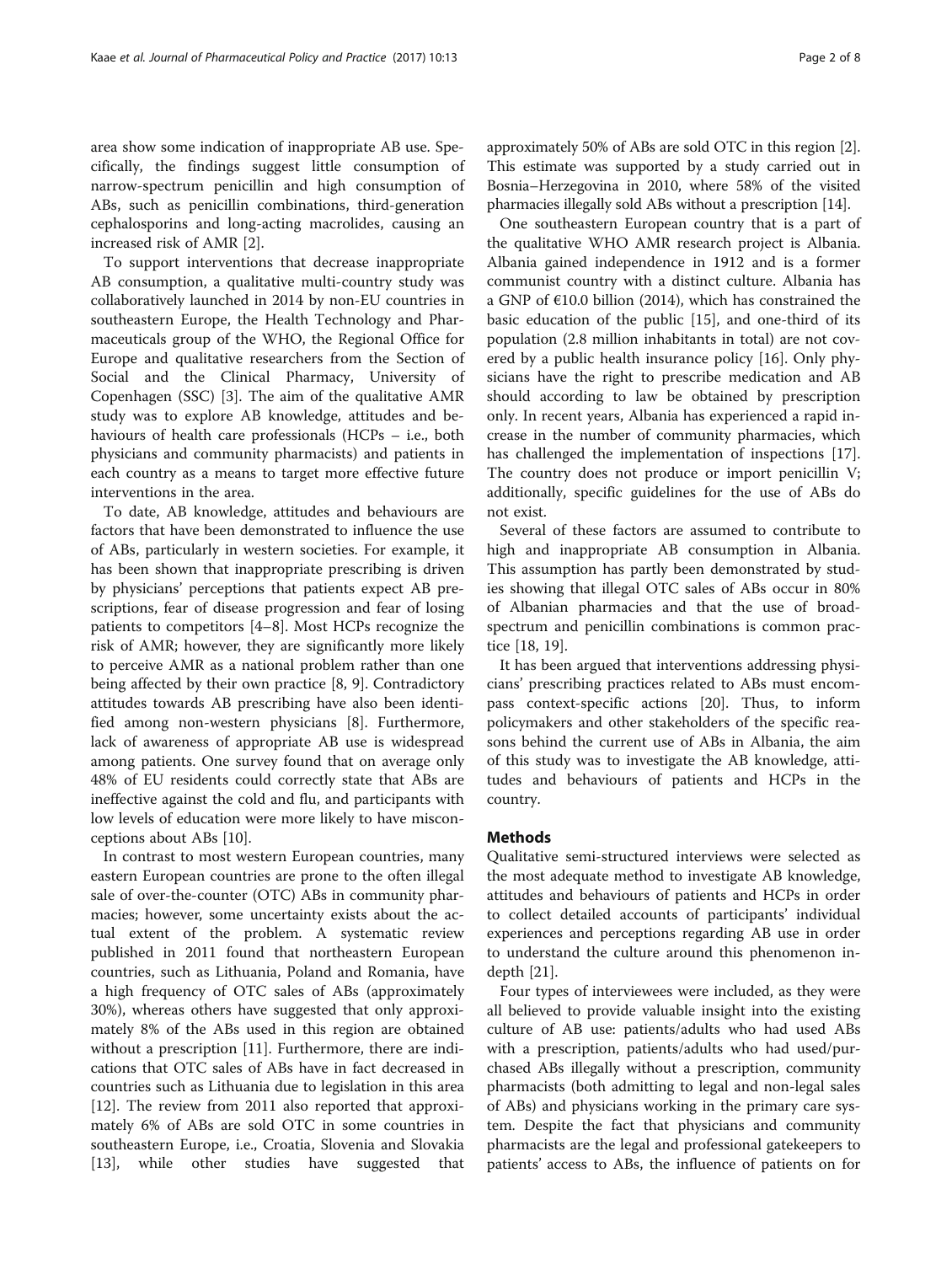area show some indication of inappropriate AB use. Specifically, the findings suggest little consumption of narrow-spectrum penicillin and high consumption of ABs, such as penicillin combinations, third-generation cephalosporins and long-acting macrolides, causing an increased risk of AMR [2].

To support interventions that decrease inappropriate AB consumption, a qualitative multi-country study was collaboratively launched in 2014 by non-EU countries in southeastern Europe, the Health Technology and Pharmaceuticals group of the WHO, the Regional Office for Europe and qualitative researchers from the Section of Social and the Clinical Pharmacy, University of Copenhagen (SSC) [3]. The aim of the qualitative AMR study was to explore AB knowledge, attitudes and behaviours of health care professionals (HCPs – i.e., both physicians and community pharmacists) and patients in each country as a means to target more effective future interventions in the area.

To date, AB knowledge, attitudes and behaviours are factors that have been demonstrated to influence the use of ABs, particularly in western societies. For example, it has been shown that inappropriate prescribing is driven by physicians' perceptions that patients expect AB prescriptions, fear of disease progression and fear of losing patients to competitors [4–8]. Most HCPs recognize the risk of AMR; however, they are significantly more likely to perceive AMR as a national problem rather than one being affected by their own practice [8, 9]. Contradictory attitudes towards AB prescribing have also been identified among non-western physicians [8]. Furthermore, lack of awareness of appropriate AB use is widespread among patients. One survey found that on average only 48% of EU residents could correctly state that ABs are ineffective against the cold and flu, and participants with low levels of education were more likely to have misconceptions about ABs [10].

In contrast to most western European countries, many eastern European countries are prone to the often illegal sale of over-the-counter (OTC) ABs in community pharmacies; however, some uncertainty exists about the actual extent of the problem. A systematic review published in 2011 found that northeastern European countries, such as Lithuania, Poland and Romania, have a high frequency of OTC sales of ABs (approximately 30%), whereas others have suggested that only approximately 8% of the ABs used in this region are obtained without a prescription [11]. Furthermore, there are indications that OTC sales of ABs have in fact decreased in countries such as Lithuania due to legislation in this area [12]. The review from 2011 also reported that approximately 6% of ABs are sold OTC in some countries in southeastern Europe, i.e., Croatia, Slovenia and Slovakia [13], while other studies have suggested that approximately 50% of ABs are sold OTC in this region [2]. This estimate was supported by a study carried out in Bosnia–Herzegovina in 2010, where 58% of the visited pharmacies illegally sold ABs without a prescription [14].

One southeastern European country that is a part of the qualitative WHO AMR research project is Albania. Albania gained independence in 1912 and is a former communist country with a distinct culture. Albania has a GNP of €10.0 billion (2014), which has constrained the basic education of the public [15], and one-third of its population (2.8 million inhabitants in total) are not covered by a public health insurance policy [16]. Only physicians have the right to prescribe medication and AB should according to law be obtained by prescription only. In recent years, Albania has experienced a rapid increase in the number of community pharmacies, which has challenged the implementation of inspections [17]. The country does not produce or import penicillin V; additionally, specific guidelines for the use of ABs do not exist.

Several of these factors are assumed to contribute to high and inappropriate AB consumption in Albania. This assumption has partly been demonstrated by studies showing that illegal OTC sales of ABs occur in 80% of Albanian pharmacies and that the use of broad-spectrum and penicillin combinations is common practice [18, 19].

It has been argued that interventions addressing physicians' prescribing practices related to ABs must encompass context-specific actions [20]. Thus, to inform policymakers and other stakeholders of the specific reasons behind the current use of ABs in Albania, the aim of this study was to investigate the AB knowledge, attitudes and behaviours of patients and HCPs in the country.

## Methods

Qualitative semi-structured interviews were selected as the most adequate method to investigate AB knowledge, attitudes and behaviours of patients and HCPs in order to collect detailed accounts of participants' individual experiences and perceptions regarding AB use in order to understand the culture around this phenomenon in-depth [21].

Four types of interviewees were included, as they were all believed to provide valuable insight into the existing culture of AB use: patients/adults who had used ABs with a prescription, patients/adults who had used/purchased ABs illegally without a prescription, community pharmacists (both admitting to legal and non-legal sales of ABs) and physicians working in the primary care system. Despite the fact that physicians and community pharmacists are the legal and professional gatekeepers to patients' access to ABs, the influence of patients on for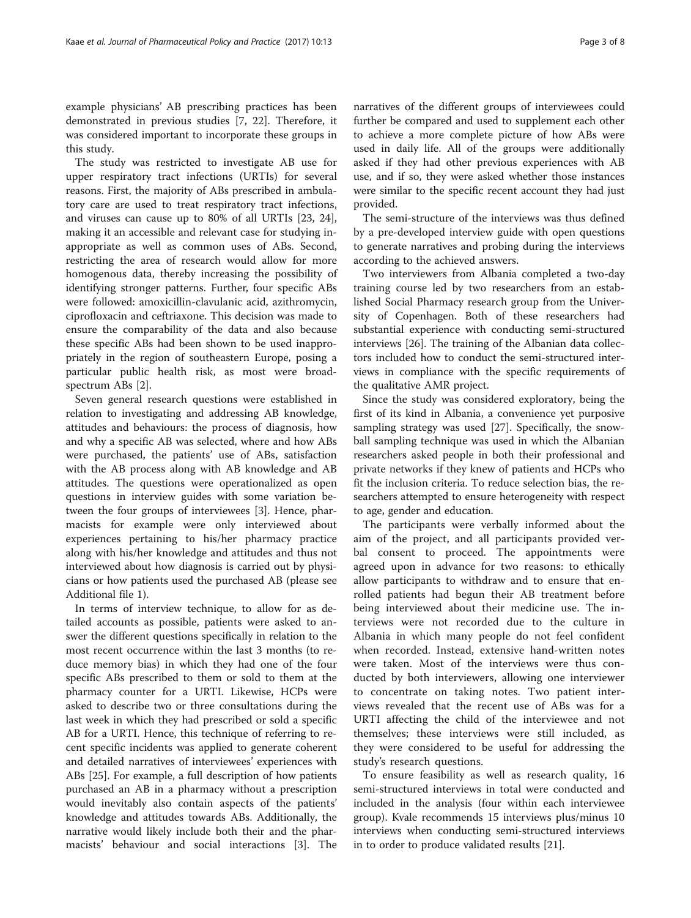example physicians' AB prescribing practices has been demonstrated in previous studies [7, 22]. Therefore, it was considered important to incorporate these groups in this study.

The study was restricted to investigate AB use for upper respiratory tract infections (URTIs) for several reasons. First, the majority of ABs prescribed in ambulatory care are used to treat respiratory tract infections, and viruses can cause up to 80% of all URTIs [23, 24], making it an accessible and relevant case for studying inappropriate as well as common uses of ABs. Second, restricting the area of research would allow for more homogenous data, thereby increasing the possibility of identifying stronger patterns. Further, four specific ABs were followed: amoxicillin-clavulanic acid, azithromycin, ciprofloxacin and ceftriaxone. This decision was made to ensure the comparability of the data and also because these specific ABs had been shown to be used inappropriately in the region of southeastern Europe, posing a particular public health risk, as most were broad-spectrum ABs [2].

Seven general research questions were established in relation to investigating and addressing AB knowledge, attitudes and behaviours: the process of diagnosis, how and why a specific AB was selected, where and how ABs were purchased, the patients' use of ABs, satisfaction with the AB process along with AB knowledge and AB attitudes. The questions were operationalized as open questions in interview guides with some variation between the four groups of interviewees [3]. Hence, pharmacists for example were only interviewed about experiences pertaining to his/her pharmacy practice along with his/her knowledge and attitudes and thus not interviewed about how diagnosis is carried out by physicians or how patients used the purchased AB (please see Additional file 1).

In terms of interview technique, to allow for as detailed accounts as possible, patients were asked to answer the different questions specifically in relation to the most recent occurrence within the last 3 months (to reduce memory bias) in which they had one of the four specific ABs prescribed to them or sold to them at the pharmacy counter for a URTI. Likewise, HCPs were asked to describe two or three consultations during the last week in which they had prescribed or sold a specific AB for a URTI. Hence, this technique of referring to recent specific incidents was applied to generate coherent and detailed narratives of interviewees' experiences with ABs [25]. For example, a full description of how patients purchased an AB in a pharmacy without a prescription would inevitably also contain aspects of the patients' knowledge and attitudes towards ABs. Additionally, the narrative would likely include both their and the pharmacists' behaviour and social interactions [3]. The narratives of the different groups of interviewees could further be compared and used to supplement each other to achieve a more complete picture of how ABs were used in daily life. All of the groups were additionally asked if they had other previous experiences with AB use, and if so, they were asked whether those instances were similar to the specific recent account they had just provided.

The semi-structure of the interviews was thus defined by a pre-developed interview guide with open questions to generate narratives and probing during the interviews according to the achieved answers.

Two interviewers from Albania completed a two-day training course led by two researchers from an established Social Pharmacy research group from the University of Copenhagen. Both of these researchers had substantial experience with conducting semi-structured interviews [26]. The training of the Albanian data collectors included how to conduct the semi-structured interviews in compliance with the specific requirements of the qualitative AMR project.

Since the study was considered exploratory, being the first of its kind in Albania, a convenience yet purposive sampling strategy was used [27]. Specifically, the snowball sampling technique was used in which the Albanian researchers asked people in both their professional and private networks if they knew of patients and HCPs who fit the inclusion criteria. To reduce selection bias, the researchers attempted to ensure heterogeneity with respect to age, gender and education.

The participants were verbally informed about the aim of the project, and all participants provided verbal consent to proceed. The appointments were agreed upon in advance for two reasons: to ethically allow participants to withdraw and to ensure that enrolled patients had begun their AB treatment before being interviewed about their medicine use. The interviews were not recorded due to the culture in Albania in which many people do not feel confident when recorded. Instead, extensive hand-written notes were taken. Most of the interviews were thus conducted by both interviewers, allowing one interviewer to concentrate on taking notes. Two patient interviews revealed that the recent use of ABs was for a URTI affecting the child of the interviewee and not themselves; these interviews were still included, as they were considered to be useful for addressing the study's research questions.

To ensure feasibility as well as research quality, 16 semi-structured interviews in total were conducted and included in the analysis (four within each interviewee group). Kvale recommends 15 interviews plus/minus 10 interviews when conducting semi-structured interviews in to order to produce validated results [21].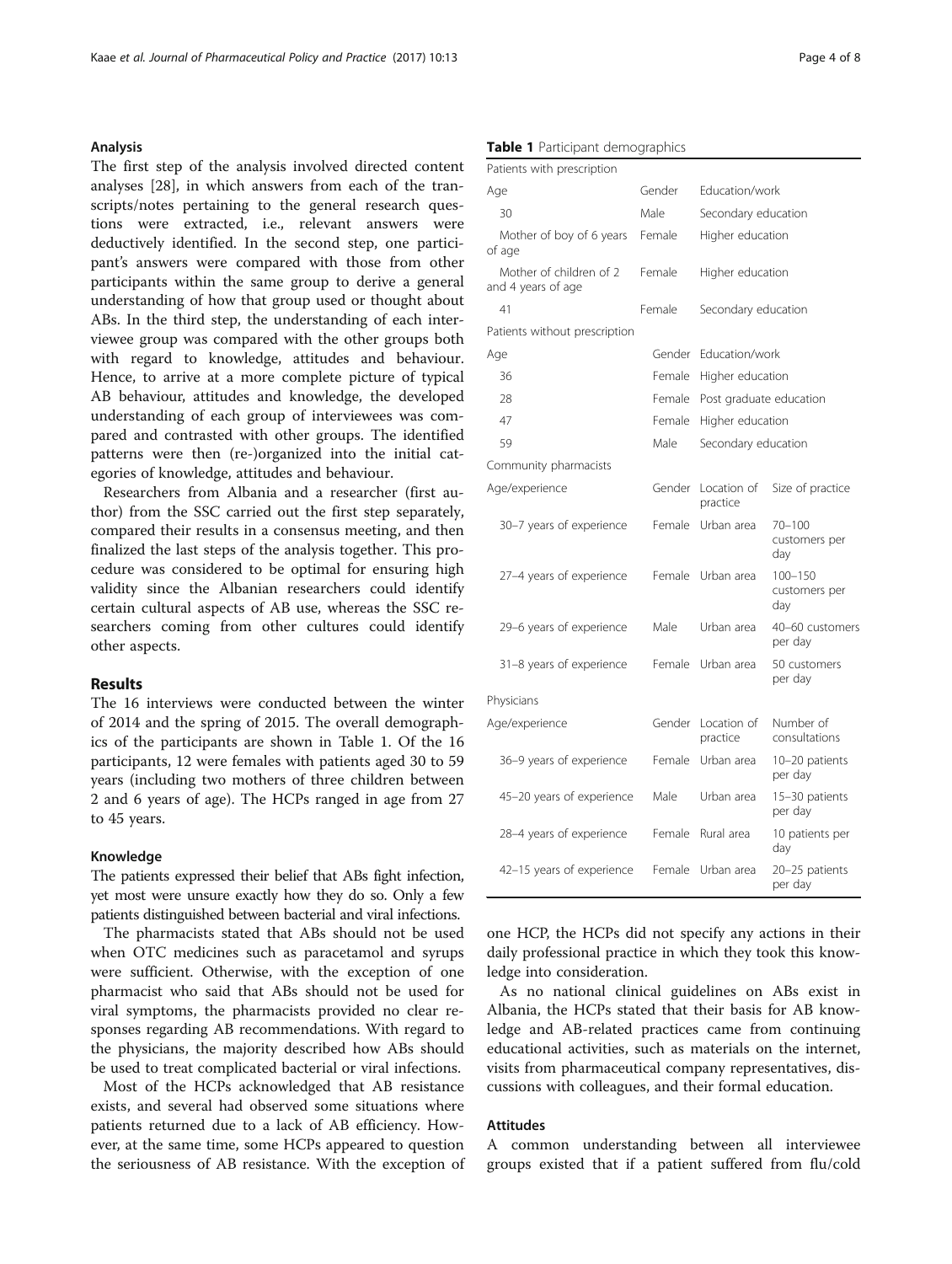### Analysis

The first step of the analysis involved directed content analyses [28], in which answers from each of the transcripts/notes pertaining to the general research questions were extracted, i.e., relevant answers were deductively identified. In the second step, one participant's answers were compared with those from other participants within the same group to derive a general understanding of how that group used or thought about ABs. In the third step, the understanding of each interviewee group was compared with the other groups both with regard to knowledge, attitudes and behaviour. Hence, to arrive at a more complete picture of typical AB behaviour, attitudes and knowledge, the developed understanding of each group of interviewees was compared and contrasted with other groups. The identified patterns were then (re-)organized into the initial categories of knowledge, attitudes and behaviour.

Researchers from Albania and a researcher (first author) from the SSC carried out the first step separately, compared their results in a consensus meeting, and then finalized the last steps of the analysis together. This procedure was considered to be optimal for ensuring high validity since the Albanian researchers could identify certain cultural aspects of AB use, whereas the SSC researchers coming from other cultures could identify other aspects.

## Results

The 16 interviews were conducted between the winter of 2014 and the spring of 2015. The overall demographics of the participants are shown in Table 1. Of the 16 participants, 12 were females with patients aged 30 to 59 years (including two mothers of three children between 2 and 6 years of age). The HCPs ranged in age from 27 to 45 years.

**Table 1** Participant demographics

| Patients with prescription | | | |
|---|---|---|---|
| Age | Gender | Education/work | |
| 30 | Male | Secondary education | |
| Mother of boy of 6 years of age | Female | Higher education | |
| Mother of children of 2 and 4 years of age | Female | Higher education | |
| 41 | Female | Secondary education | |
| **Patients without prescription** | | | |
| Age | Gender | Education/work | |
| 36 | Female | Higher education | |
| 28 | Female | Post graduate education | |
| 47 | Female | Higher education | |
| 59 | Male | Secondary education | |
| **Community pharmacists** | | | |
| Age/experience | Gender | Location of practice | Size of practice |
| 30–7 years of experience | Female | Urban area | 70–100 customers per day |
| 27–4 years of experience | Female | Urban area | 100–150 customers per day |
| 29–6 years of experience | Male | Urban area | 40–60 customers per day |
| 31–8 years of experience | Female | Urban area | 50 customers per day |
| **Physicians** | | | |
| Age/experience | Gender | Location of practice | Number of consultations |
| 36–9 years of experience | Female | Urban area | 10–20 patients per day |
| 45–20 years of experience | Male | Urban area | 15–30 patients per day |
| 28–4 years of experience | Female | Rural area | 10 patients per day |
| 42–15 years of experience | Female | Urban area | 20–25 patients per day |

### Knowledge

The patients expressed their belief that ABs fight infection, yet most were unsure exactly how they do so. Only a few patients distinguished between bacterial and viral infections.

The pharmacists stated that ABs should not be used when OTC medicines such as paracetamol and syrups were sufficient. Otherwise, with the exception of one pharmacist who said that ABs should not be used for viral symptoms, the pharmacists provided no clear responses regarding AB recommendations. With regard to the physicians, the majority described how ABs should be used to treat complicated bacterial or viral infections.

Most of the HCPs acknowledged that AB resistance exists, and several had observed some situations where patients returned due to a lack of AB efficiency. However, at the same time, some HCPs appeared to question the seriousness of AB resistance. With the exception of one HCP, the HCPs did not specify any actions in their daily professional practice in which they took this knowledge into consideration.

As no national clinical guidelines on ABs exist in Albania, the HCPs stated that their basis for AB knowledge and AB-related practices came from continuing educational activities, such as materials on the internet, visits from pharmaceutical company representatives, discussions with colleagues, and their formal education.

### Attitudes

A common understanding between all interviewee groups existed that if a patient suffered from flu/cold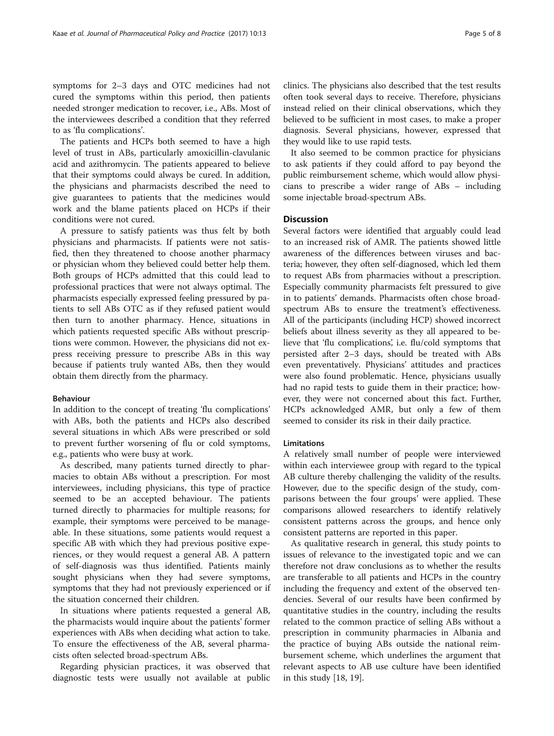symptoms for 2–3 days and OTC medicines had not cured the symptoms within this period, then patients needed stronger medication to recover, i.e., ABs. Most of the interviewees described a condition that they referred to as 'flu complications'.

The patients and HCPs both seemed to have a high level of trust in ABs, particularly amoxicillin-clavulanic acid and azithromycin. The patients appeared to believe that their symptoms could always be cured. In addition, the physicians and pharmacists described the need to give guarantees to patients that the medicines would work and the blame patients placed on HCPs if their conditions were not cured.

A pressure to satisfy patients was thus felt by both physicians and pharmacists. If patients were not satisfied, then they threatened to choose another pharmacy or physician whom they believed could better help them. Both groups of HCPs admitted that this could lead to professional practices that were not always optimal. The pharmacists especially expressed feeling pressured by patients to sell ABs OTC as if they refused patient would then turn to another pharmacy. Hence, situations in which patients requested specific ABs without prescriptions were common. However, the physicians did not express receiving pressure to prescribe ABs in this way because if patients truly wanted ABs, then they would obtain them directly from the pharmacy.

### Behaviour

In addition to the concept of treating 'flu complications' with ABs, both the patients and HCPs also described several situations in which ABs were prescribed or sold to prevent further worsening of flu or cold symptoms, e.g., patients who were busy at work.

As described, many patients turned directly to pharmacies to obtain ABs without a prescription. For most interviewees, including physicians, this type of practice seemed to be an accepted behaviour. The patients turned directly to pharmacies for multiple reasons; for example, their symptoms were perceived to be manageable. In these situations, some patients would request a specific AB with which they had previous positive experiences, or they would request a general AB. A pattern of self-diagnosis was thus identified. Patients mainly sought physicians when they had severe symptoms, symptoms that they had not previously experienced or if the situation concerned their children.

In situations where patients requested a general AB, the pharmacists would inquire about the patients' former experiences with ABs when deciding what action to take. To ensure the effectiveness of the AB, several pharmacists often selected broad-spectrum ABs.

Regarding physician practices, it was observed that diagnostic tests were usually not available at public clinics. The physicians also described that the test results often took several days to receive. Therefore, physicians instead relied on their clinical observations, which they believed to be sufficient in most cases, to make a proper diagnosis. Several physicians, however, expressed that they would like to use rapid tests.

It also seemed to be common practice for physicians to ask patients if they could afford to pay beyond the public reimbursement scheme, which would allow physicians to prescribe a wider range of ABs – including some injectable broad-spectrum ABs.

## Discussion

Several factors were identified that arguably could lead to an increased risk of AMR. The patients showed little awareness of the differences between viruses and bacteria; however, they often self-diagnosed, which led them to request ABs from pharmacies without a prescription. Especially community pharmacists felt pressured to give in to patients' demands. Pharmacists often chose broad-spectrum ABs to ensure the treatment's effectiveness. All of the participants (including HCP) showed incorrect beliefs about illness severity as they all appeared to believe that 'flu complications', i.e. flu/cold symptoms that persisted after 2–3 days, should be treated with ABs even preventatively. Physicians' attitudes and practices were also found problematic. Hence, physicians usually had no rapid tests to guide them in their practice; however, they were not concerned about this fact. Further, HCPs acknowledged AMR, but only a few of them seemed to consider its risk in their daily practice.

### Limitations

A relatively small number of people were interviewed within each interviewee group with regard to the typical AB culture thereby challenging the validity of the results. However, due to the specific design of the study, comparisons between the four groups' were applied. These comparisons allowed researchers to identify relatively consistent patterns across the groups, and hence only consistent patterns are reported in this paper.

As qualitative research in general, this study points to issues of relevance to the investigated topic and we can therefore not draw conclusions as to whether the results are transferable to all patients and HCPs in the country including the frequency and extent of the observed tendencies. Several of our results have been confirmed by quantitative studies in the country, including the results related to the common practice of selling ABs without a prescription in community pharmacies in Albania and the practice of buying ABs outside the national reimbursement scheme, which underlines the argument that relevant aspects to AB use culture have been identified in this study [18, 19].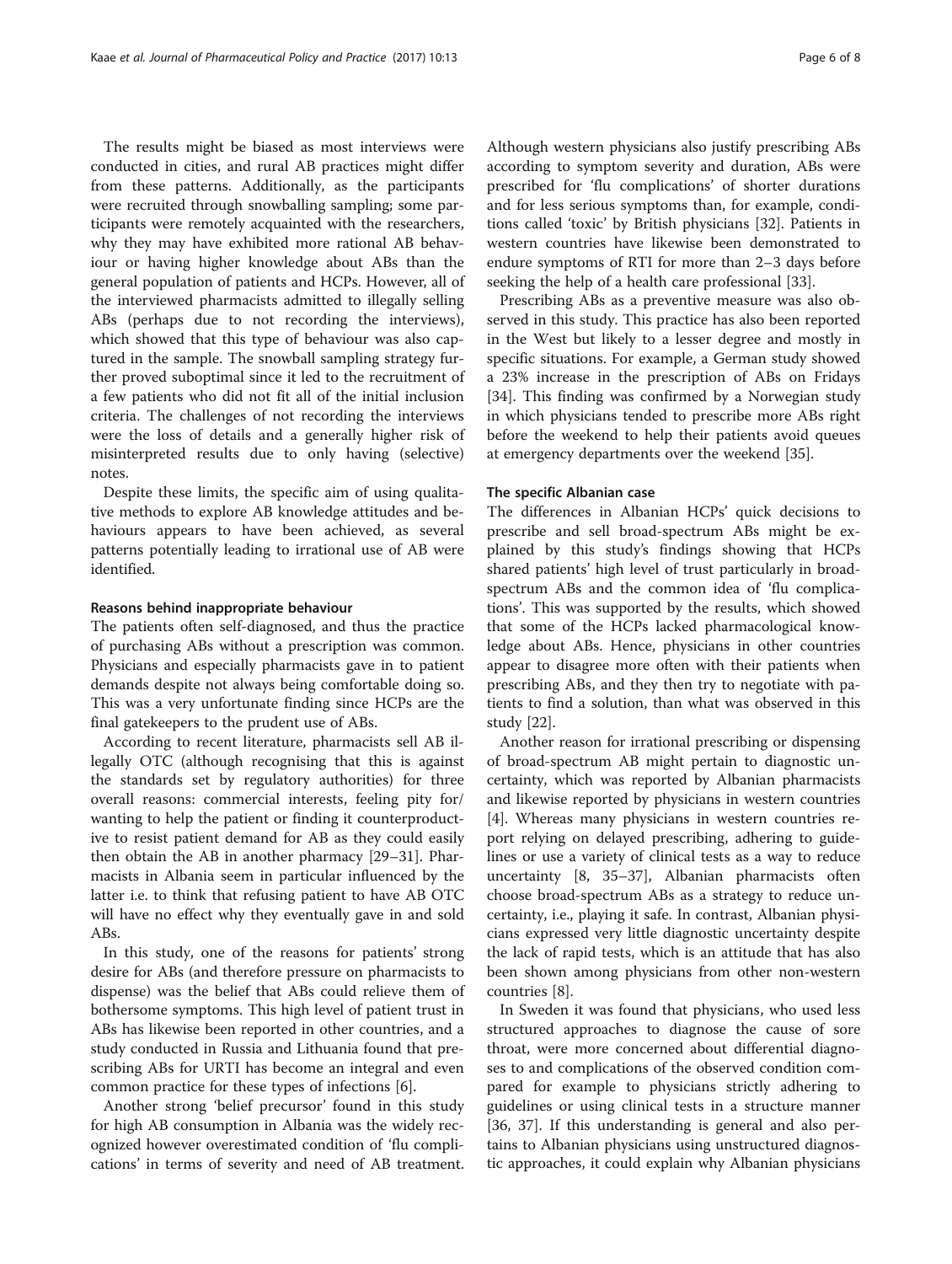The results might be biased as most interviews were conducted in cities, and rural AB practices might differ from these patterns. Additionally, as the participants were recruited through snowballing sampling; some participants were remotely acquainted with the researchers, why they may have exhibited more rational AB behaviour or having higher knowledge about ABs than the general population of patients and HCPs. However, all of the interviewed pharmacists admitted to illegally selling ABs (perhaps due to not recording the interviews), which showed that this type of behaviour was also captured in the sample. The snowball sampling strategy further proved suboptimal since it led to the recruitment of a few patients who did not fit all of the initial inclusion criteria. The challenges of not recording the interviews were the loss of details and a generally higher risk of misinterpreted results due to only having (selective) notes.

Despite these limits, the specific aim of using qualitative methods to explore AB knowledge attitudes and behaviours appears to have been achieved, as several patterns potentially leading to irrational use of AB were identified.

### Reasons behind inappropriate behaviour

The patients often self-diagnosed, and thus the practice of purchasing ABs without a prescription was common. Physicians and especially pharmacists gave in to patient demands despite not always being comfortable doing so. This was a very unfortunate finding since HCPs are the final gatekeepers to the prudent use of ABs.

According to recent literature, pharmacists sell AB illegally OTC (although recognising that this is against the standards set by regulatory authorities) for three overall reasons: commercial interests, feeling pity for/wanting to help the patient or finding it counterproductive to resist patient demand for AB as they could easily then obtain the AB in another pharmacy [29–31]. Pharmacists in Albania seem in particular influenced by the latter i.e. to think that refusing patient to have AB OTC will have no effect why they eventually gave in and sold ABs.

In this study, one of the reasons for patients' strong desire for ABs (and therefore pressure on pharmacists to dispense) was the belief that ABs could relieve them of bothersome symptoms. This high level of patient trust in ABs has likewise been reported in other countries, and a study conducted in Russia and Lithuania found that prescribing ABs for URTI has become an integral and even common practice for these types of infections [6].

Another strong 'belief precursor' found in this study for high AB consumption in Albania was the widely recognized however overestimated condition of 'flu complications' in terms of severity and need of AB treatment. Although western physicians also justify prescribing ABs according to symptom severity and duration, ABs were prescribed for 'flu complications' of shorter durations and for less serious symptoms than, for example, conditions called 'toxic' by British physicians [32]. Patients in western countries have likewise been demonstrated to endure symptoms of RTI for more than 2–3 days before seeking the help of a health care professional [33].

Prescribing ABs as a preventive measure was also observed in this study. This practice has also been reported in the West but likely to a lesser degree and mostly in specific situations. For example, a German study showed a 23% increase in the prescription of ABs on Fridays [34]. This finding was confirmed by a Norwegian study in which physicians tended to prescribe more ABs right before the weekend to help their patients avoid queues at emergency departments over the weekend [35].

### The specific Albanian case

The differences in Albanian HCPs' quick decisions to prescribe and sell broad-spectrum ABs might be explained by this study's findings showing that HCPs shared patients' high level of trust particularly in broad-spectrum ABs and the common idea of 'flu complications'. This was supported by the results, which showed that some of the HCPs lacked pharmacological knowledge about ABs. Hence, physicians in other countries appear to disagree more often with their patients when prescribing ABs, and they then try to negotiate with patients to find a solution, than what was observed in this study [22].

Another reason for irrational prescribing or dispensing of broad-spectrum AB might pertain to diagnostic uncertainty, which was reported by Albanian pharmacists and likewise reported by physicians in western countries [4]. Whereas many physicians in western countries report relying on delayed prescribing, adhering to guidelines or use a variety of clinical tests as a way to reduce uncertainty [8, 35–37], Albanian pharmacists often choose broad-spectrum ABs as a strategy to reduce uncertainty, i.e., playing it safe. In contrast, Albanian physicians expressed very little diagnostic uncertainty despite the lack of rapid tests, which is an attitude that has also been shown among physicians from other non-western countries [8].

In Sweden it was found that physicians, who used less structured approaches to diagnose the cause of sore throat, were more concerned about differential diagnoses to and complications of the observed condition compared for example to physicians strictly adhering to guidelines or using clinical tests in a structure manner [36, 37]. If this understanding is general and also pertains to Albanian physicians using unstructured diagnostic approaches, it could explain why Albanian physicians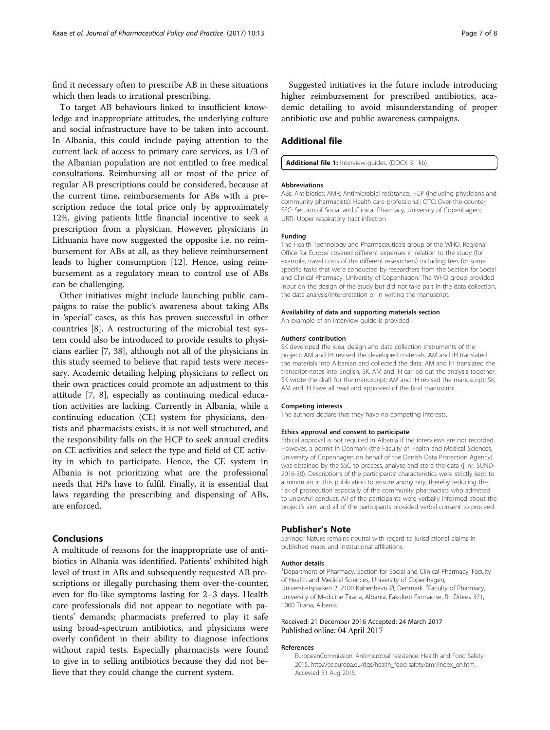find it necessary often to prescribe AB in these situations which then leads to irrational prescribing.

To target AB behaviours linked to insufficient knowledge and inappropriate attitudes, the underlying culture and social infrastructure have to be taken into account. In Albania, this could include paying attention to the current lack of access to primary care services, as 1/3 of the Albanian population are not entitled to free medical consultations. Reimbursing all or most of the price of regular AB prescriptions could be considered, because at the current time, reimbursements for ABs with a prescription reduce the total price only by approximately 12%, giving patients little financial incentive to seek a prescription from a physician. However, physicians in Lithuania have now suggested the opposite i.e. no reimbursement for ABs at all, as they believe reimbursement leads to higher consumption [12]. Hence, using reimbursement as a regulatory mean to control use of ABs can be challenging.

Other initiatives might include launching public campaigns to raise the public's awareness about taking ABs in 'special' cases, as this has proven successful in other countries [8]. A restructuring of the microbial test system could also be introduced to provide results to physicians earlier [7, 38], although not all of the physicians in this study seemed to believe that rapid tests were necessary. Academic detailing helping physicians to reflect on their own practices could promote an adjustment to this attitude [7, 8], especially as continuing medical education activities are lacking. Currently in Albania, while a continuing education (CE) system for physicians, dentists and pharmacists exists, it is not well structured, and the responsibility falls on the HCP to seek annual credits on CE activities and select the type and field of CE activity in which to participate. Hence, the CE system in Albania is not prioritizing what are the professional needs that HPs have to fulfil. Finally, it is essential that laws regarding the prescribing and dispensing of ABs, are enforced.

## Conclusions

A multitude of reasons for the inappropriate use of antibiotics in Albania was identified. Patients' exhibited high level of trust in ABs and subsequently requested AB prescriptions or illegally purchasing them over-the-counter, even for flu-like symptoms lasting for 2–3 days. Health care professionals did not appear to negotiate with patients' demands; pharmacists preferred to play it safe using broad-spectrum antibiotics, and physicians were overly confident in their ability to diagnose infections without rapid tests. Especially pharmacists were found to give in to selling antibiotics because they did not believe that they could change the current system.

Suggested initiatives in the future include introducing higher reimbursement for prescribed antibiotics, academic detailing to avoid misunderstanding of proper antibiotic use and public awareness campaigns.

## Additional file

**Additional file 1:** Interview-guides. (DOCX 31 kb)

#### Abbreviations

ABs: Antibiotics; AMR: Antimicrobial resistance; HCP (including physicians and community pharmacists): Health care professional; OTC: Over-the-counter; SSC: Section of Social and Clinical Pharmacy, University of Copenhagen; URTI: Upper respiratory tract infection

#### Funding

The Health Technology and Pharmaceuticals group of the WHO, Regional Office for Europe covered different expenses in relation to the study (for example, travel costs of the different researchers) including fees for some specific tasks that were conducted by researchers from the Section for Social and Clinical Pharmacy, University of Copenhagen. The WHO group provided input on the design of the study but did not take part in the data collection, the data analysis/interpretation or in writing the manuscript.

#### Availability of data and supporting materials section

An example of an interview guide is provided.

#### Authors' contribution

SK developed the idea, design and data collection instruments of the project; AM and IH revised the developed materials, AM and IH translated the materials into Albanian and collected the data; AM and IH translated the transcript-notes into English; SK, AM and IH carried out the analysis together; SK wrote the draft for the manuscript; AM and IH revised the manuscript; SK, AM and IH have all read and approved of the final manuscript.

#### Competing interests

The authors declare that they have no competing interests.

#### Ethics approval and consent to participate

Ethical approval is not required in Albania if the interviews are not recorded. However, a permit in Denmark (the Faculty of Health and Medical Sciences, University of Copenhagen on behalf of the Danish Data Protection Agency) was obtained by the SSC to process, analyse and store the data (j. nr. SUND-2016-30). Descriptions of the participants' characteristics were strictly kept to a minimum in this publication to ensure anonymity, thereby reducing the risk of prosecution especially of the community pharmacists who admitted to unlawful conduct. All of the participants were verbally informed about the project's aim, and all of the participants provided verbal consent to proceed.

## Publisher's Note

Springer Nature remains neutral with regard to jurisdictional claims in published maps and institutional affiliations.

#### Author details

[1]Department of Pharmacy, Section for Social and Clinical Pharmacy, Faculty of Health and Medical Sciences, University of Copenhagen, Universitetsparken 2, 2100 København Ø, Denmark. [2]Faculty of Pharmacy, University of Medicine Tirana, Albania, Fakulteti Farmacise, Rr. Dibres 371, 1000 Tirana, Albania.

Received: 21 December 2016 Accepted: 24 March 2017
Published online: 04 April 2017

#### References

1. EuropeanCommission. Antimicrobial resistance. Health and Food Safety; 2015. http://ec.europa.eu/dgs/health_food-safety/amr/index_en.htm. Accessed 31 Aug 2015.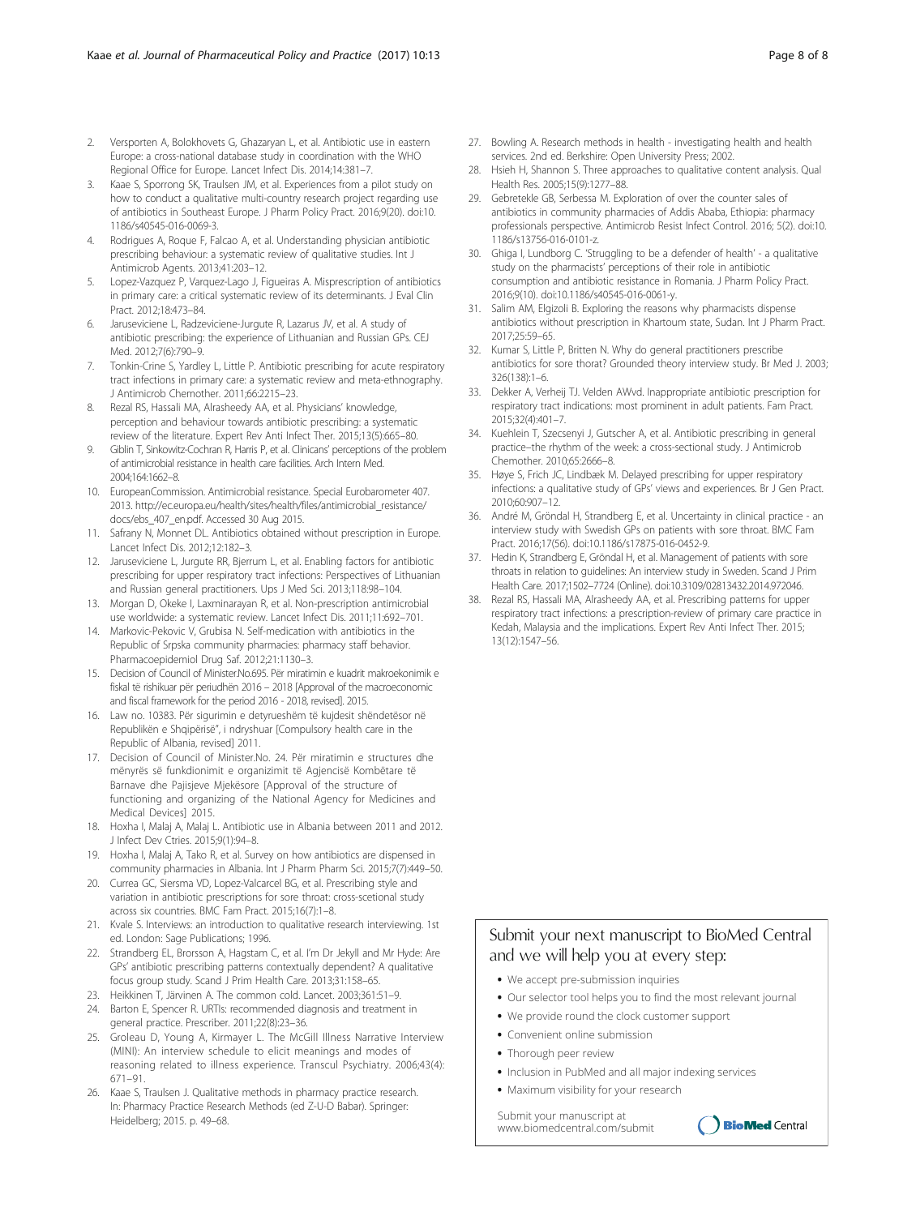2. Versporten A, Bolokhovets G, Ghazaryan L, et al. Antibiotic use in eastern Europe: a cross-national database study in coordination with the WHO Regional Office for Europe. Lancet Infect Dis. 2014;14:381–7.
3. Kaae S, Sporrong SK, Traulsen JM, et al. Experiences from a pilot study on how to conduct a qualitative multi-country research project regarding use of antibiotics in Southeast Europe. J Pharm Policy Pract. 2016;9(20). doi:10.1186/s40545-016-0069-3.
4. Rodrigues A, Roque F, Falcao A, et al. Understanding physician antibiotic prescribing behaviour: a systematic review of qualitative studies. Int J Antimicrob Agents. 2013;41:203–12.
5. Lopez-Vazquez P, Varquez-Lago J, Figueiras A. Misprescription of antibiotics in primary care: a critical systematic review of its determinants. J Eval Clin Pract. 2012;18:473–84.
6. Jaruseviciene L, Radzeviciene-Jurgute R, Lazarus JV, et al. A study of antibiotic prescribing: the experience of Lithuanian and Russian GPs. CEJ Med. 2012;7(6):790–9.
7. Tonkin-Crine S, Yardley L, Little P. Antibiotic prescribing for acute respiratory tract infections in primary care: a systematic review and meta-ethnography. J Antimicrob Chemother. 2011;66:2215–23.
8. Rezal RS, Hassali MA, Alrasheedy AA, et al. Physicians' knowledge, perception and behaviour towards antibiotic prescribing: a systematic review of the literature. Expert Rev Anti Infect Ther. 2015;13(5):665–80.
9. Giblin T, Sinkowitz-Cochran R, Harris P, et al. Clinicans' perceptions of the problem of antimicrobial resistance in health care facilities. Arch Intern Med. 2004;164:1662–8.
10. EuropeanCommission. Antimicrobial resistance. Special Eurobarometer 407. 2013. http://ec.europa.eu/health/sites/health/files/antimicrobial_resistance/docs/ebs_407_en.pdf. Accessed 30 Aug 2015.
11. Safrany N, Monnet DL. Antibiotics obtained without prescription in Europe. Lancet Infect Dis. 2012;12:182–3.
12. Jaruseviciene L, Jurgute RR, Bjerrum L, et al. Enabling factors for antibiotic prescribing for upper respiratory tract infections: Perspectives of Lithuanian and Russian general practitioners. Ups J Med Sci. 2013;118:98–104.
13. Morgan D, Okeke I, Laxminarayan R, et al. Non-prescription antimicrobial use worldwide: a systematic review. Lancet Infect Dis. 2011;11:692–701.
14. Markovic-Pekovic V, Grubisa N. Self-medication with antibiotics in the Republic of Srpska community pharmacies: pharmacy staff behavior. Pharmacoepidemiol Drug Saf. 2012;21:1130–3.
15. Decision of Council of Minister.No.695. Për miratimin e kuadrit makroekonimik e fiskal të rishikuar për periudhën 2016 – 2018 [Approval of the macroeconomic and fiscal framework for the period 2016 - 2018, revised]. 2015.
16. Law no. 10383. Për sigurimin e detyrueshëm të kujdesit shëndetësor në Republikën e Shqipërisë", i ndryshuar [Compulsory health care in the Republic of Albania, revised] 2011.
17. Decision of Council of Minister.No. 24. Për miratimin e structures dhe mënyrës së funkdionimit e organizimit të Agjencisë Kombëtare të Barnave dhe Pajisjeve Mjekësore [Approval of the structure of functioning and organizing of the National Agency for Medicines and Medical Devices] 2015.
18. Hoxha I, Malaj A, Malaj L. Antibiotic use in Albania between 2011 and 2012. J Infect Dev Ctries. 2015;9(1):94–8.
19. Hoxha I, Malaj A, Tako R, et al. Survey on how antibiotics are dispensed in community pharmacies in Albania. Int J Pharm Pharm Sci. 2015;7(7):449–50.
20. Currea GC, Siersma VD, Lopez-Valcarcel BG, et al. Prescribing style and variation in antibiotic prescriptions for sore throat: cross-scetional study across six countries. BMC Fam Pract. 2015;16(7):1–8.
21. Kvale S. Interviews: an introduction to qualitative research interviewing. 1st ed. London: Sage Publications; 1996.
22. Strandberg EL, Brorsson A, Hagstam C, et al. I'm Dr Jekyll and Mr Hyde: Are GPs' antibiotic prescribing patterns contextually dependent? A qualitative focus group study. Scand J Prim Health Care. 2013;31:158–65.
23. Heikkinen T, Järvinen A. The common cold. Lancet. 2003;361:51–9.
24. Barton E, Spencer R. URTIs: recommended diagnosis and treatment in general practice. Prescriber. 2011;22(8):23–36.
25. Groleau D, Young A, Kirmayer L. The McGill Illness Narrative Interview (MINI): An interview schedule to elicit meanings and modes of reasoning related to illness experience. Transcul Psychiatry. 2006;43(4):671–91.
26. Kaae S, Traulsen J. Qualitative methods in pharmacy practice research. In: Pharmacy Practice Research Methods (ed Z-U-D Babar). Springer: Heidelberg; 2015. p. 49–68.
27. Bowling A. Research methods in health - investigating health and health services. 2nd ed. Berkshire: Open University Press; 2002.
28. Hsieh H, Shannon S. Three approaches to qualitative content analysis. Qual Health Res. 2005;15(9):1277–88.
29. Gebretekle GB, Serbessa M. Exploration of over the counter sales of antibiotics in community pharmacies of Addis Ababa, Ethiopia: pharmacy professionals perspective. Antimicrob Resist Infect Control. 2016; 5(2). doi:10.1186/s13756-016-0101-z.
30. Ghiga I, Lundborg C. 'Struggling to be a defender of health' - a qualitative study on the pharmacists' perceptions of their role in antibiotic consumption and antibiotic resistance in Romania. J Pharm Policy Pract. 2016;9(10). doi:10.1186/s40545-016-0061-y.
31. Salim AM, Elgizoli B. Exploring the reasons why pharmacists dispense antibiotics without prescription in Khartoum state, Sudan. Int J Pharm Pract. 2017;25:59–65.
32. Kumar S, Little P, Britten N. Why do general practitioners prescribe antibiotics for sore thorat? Grounded theory interview study. Br Med J. 2003; 326(138):1–6.
33. Dekker A, Verheij TJ. Velden AWvd. Inappropriate antibiotic prescription for respiratory tract indications: most prominent in adult patients. Fam Pract. 2015;32(4):401–7.
34. Kuehlein T, Szecsenyi J, Gutscher A, et al. Antibiotic prescribing in general practice–the rhythm of the week: a cross-sectional study. J Antimicrob Chemother. 2010;65:2666–8.
35. Høye S, Frich JC, Lindbæk M. Delayed prescribing for upper respiratory infections: a qualitative study of GPs' views and experiences. Br J Gen Pract. 2010;60:907–12.
36. André M, Gröndal H, Strandberg E, et al. Uncertainty in clinical practice - an interview study with Swedish GPs on patients with sore throat. BMC Fam Pract. 2016;17(56). doi:10.1186/s17875-016-0452-9.
37. Hedin K, Strandberg E, Gröndal H, et al. Management of patients with sore throats in relation to guidelines: An interview study in Sweden. Scand J Prim Health Care. 2017;1502–7724 (Online). doi:10.3109/02813432.2014.972046.
38. Rezal RS, Hassali MA, Alrasheedy AA, et al. Prescribing patterns for upper respiratory tract infections: a prescription-review of primary care practice in Kedah, Malaysia and the implications. Expert Rev Anti Infect Ther. 2015; 13(12):1547–56.

Submit your next manuscript to BioMed Central and we will help you at every step:

- We accept pre-submission inquiries
- Our selector tool helps you to find the most relevant journal
- We provide round the clock customer support
- Convenient online submission
- Thorough peer review
- Inclusion in PubMed and all major indexing services
- Maximum visibility for your research

Submit your manuscript at www.biomedcentral.com/submit

BioMed Central